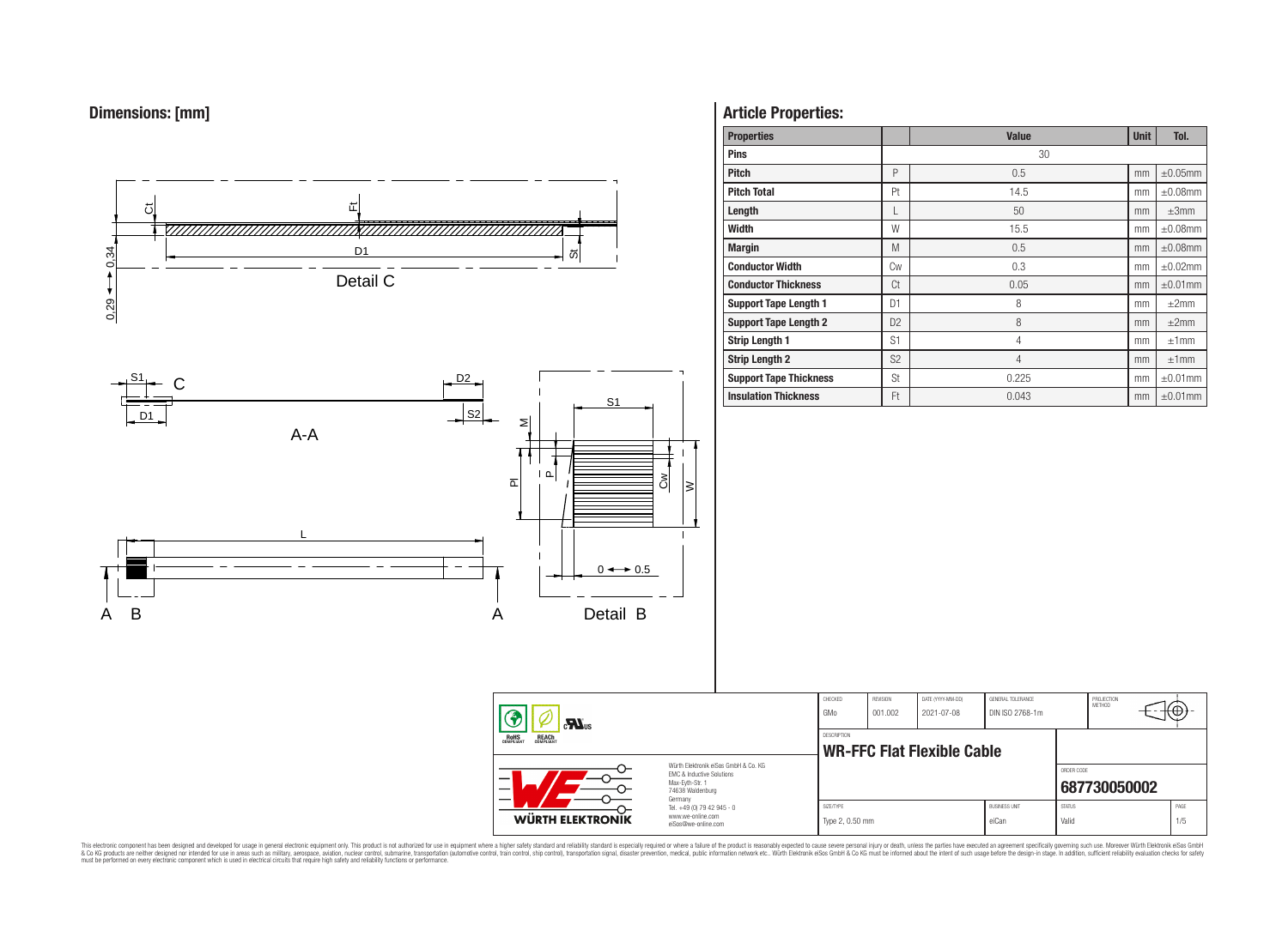## Dimensions: [mm]

Detail C

A-A

Detail B

## Article Properties:

| Properties | | Value | Unit | Tol. |
|---|---|---|---|---|
| Pins | | 30 | | |
| Pitch | P | 0.5 | mm | ±0.05mm |
| Pitch Total | Pt | 14.5 | mm | ±0.08mm |
| Length | L | 50 | mm | ±3mm |
| Width | W | 15.5 | mm | ±0.08mm |
| Margin | M | 0.5 | mm | ±0.08mm |
| Conductor Width | Cw | 0.3 | mm | ±0.02mm |
| Conductor Thickness | Ct | 0.05 | mm | ±0.01mm |
| Support Tape Length 1 | D1 | 8 | mm | ±2mm |
| Support Tape Length 2 | D2 | 8 | mm | ±2mm |
| Strip Length 1 | S1 | 4 | mm | ±1mm |
| Strip Length 2 | S2 | 4 | mm | ±1mm |
| Support Tape Thickness | St | 0.225 | mm | ±0.01mm |
| Insulation Thickness | Ft | 0.043 | mm | ±0.01mm |

| CHECKED | REVISION | DATE (YYYY-MM-DD) | GENERAL TOLERANCE | PROJECTION METHOD |
|---|---|---|---|---|
| GMo | 001.002 | 2021-07-08 | DIN ISO 2768-1m | |

DESCRIPTION: **WR-FFC Flat Flexible Cable**

ORDER CODE: **687730050002**

| SIZE/TYPE | BUSINESS UNIT | STATUS | PAGE |
|---|---|---|---|
| Type 2, 0.50 mm | eiCan | Valid | 1/5 |

Würth Elektronik eiSos GmbH & Co. KG
EMC & Inductive Solutions
Max-Eyth-Str. 1
74638 Waldenburg
Germany
Tel. +49 (0) 79 42 945 - 0
www.we-online.com
eiSos@we-online.com

This electronic component has been designed and developed for usage in general electronic equipment only. This product is not authorized for use in equipment where a higher safety standard and reliability standard is especially required or where a failure of the product is reasonably expected to cause severe personal injury or death, unless the parties have executed an agreement specifically governing such use. Moreover Würth Elektronik eiSos GmbH & Co KG products are neither designed nor intended for use in areas such as military, aerospace, aviation, nuclear control, submarine, transportation (automotive control, train control, ship control), transportation signal, disaster prevention, medical, public information network etc.. Würth Elektronik eiSos GmbH & Co KG must be informed about the intent of such usage before the design-in stage. In addition, sufficient reliability evaluation checks for safety must be performed on every electronic component which is used in electrical circuits that require high safety and reliability functions or performance.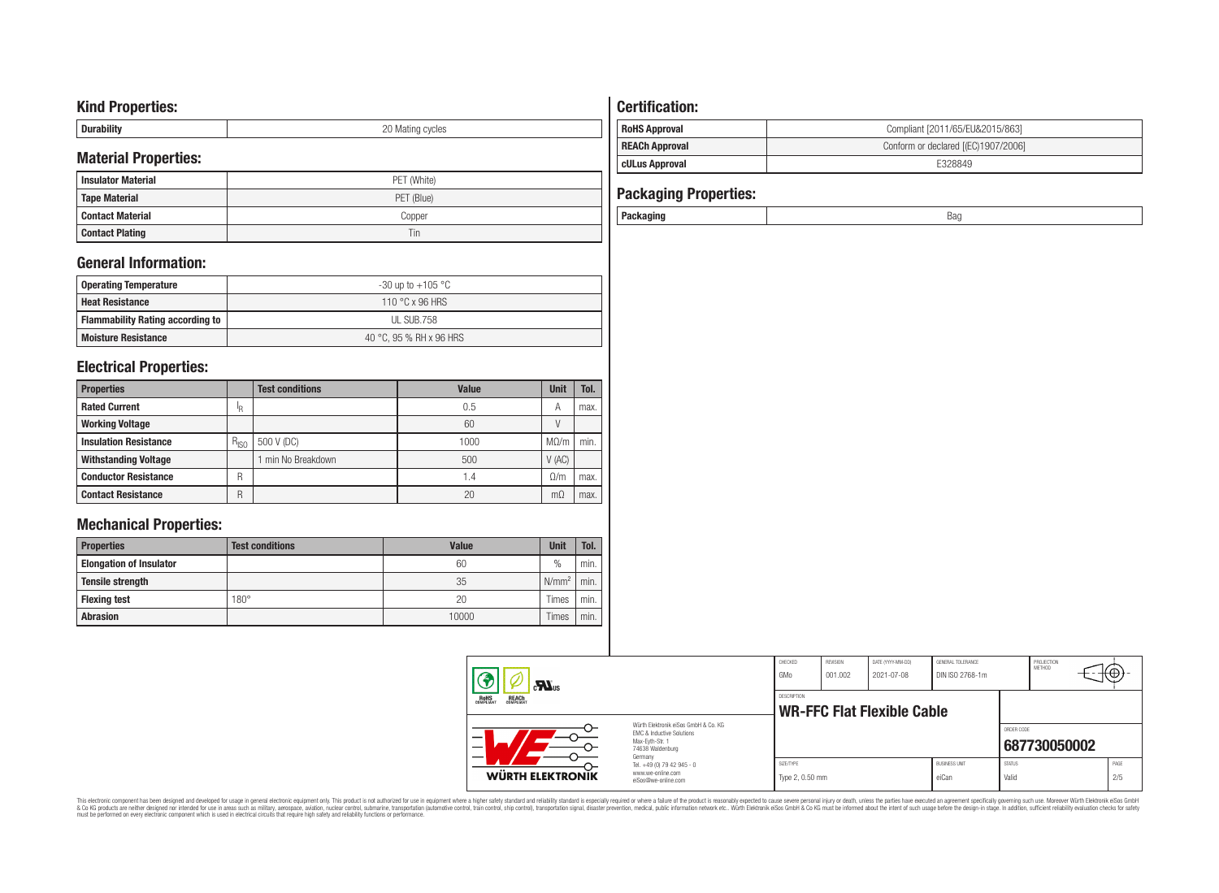## Kind Properties:

| Durability | 20 Mating cycles |
|---|---|

## Material Properties:

| Insulator Material | PET (White) |
|---|---|
| Tape Material | PET (Blue) |
| Contact Material | Copper |
| Contact Plating | Tin |

## General Information:

| Operating Temperature | -30 up to +105 °C |
|---|---|
| Heat Resistance | 110 °C x 96 HRS |
| Flammability Rating according to | UL SUB.758 |
| Moisture Resistance | 40 °C, 95 % RH x 96 HRS |

## Electrical Properties:

| Properties | | Test conditions | Value | Unit | Tol. |
|---|---|---|---|---|---|
| Rated Current | $I_R$ | | 0.5 | A | max. |
| Working Voltage | | | 60 | V | |
| Insulation Resistance | $R_{ISO}$ | 500 V (DC) | 1000 | MΩ/m | min. |
| Withstanding Voltage | | 1 min No Breakdown | 500 | V (AC) | |
| Conductor Resistance | R | | 1.4 | Ω/m | max. |
| Contact Resistance | R | | 20 | mΩ | max. |

## Mechanical Properties:

| Properties | Test conditions | Value | Unit | Tol. |
|---|---|---|---|---|
| Elongation of Insulator | | 60 | % | min. |
| Tensile strength | | 35 | $N/mm^2$ | min. |
| Flexing test | 180° | 20 | Times | min. |
| Abrasion | | 10000 | Times | min. |

## Certification:

| RoHS Approval | Compliant [2011/65/EU&2015/863] |
|---|---|
| REACh Approval | Conform or declared [(EC)1907/2006] |
| cULus Approval | E328849 |

## Packaging Properties:

| Packaging | Bag |
|---|---|

| CHECKED | REVISION | DATE (YYYY-MM-DD) | GENERAL TOLERANCE | PROJECTION METHOD |
|---|---|---|---|---|
| GMo | 001.002 | 2021-07-08 | DIN ISO 2768-1m | |

DESCRIPTION: **WR-FFC Flat Flexible Cable**

ORDER CODE: **687730050002**

| SIZE/TYPE | BUSINESS UNIT | STATUS | PAGE |
|---|---|---|---|
| Type 2, 0.50 mm | eiCan | Valid | 2/5 |

Würth Elektronik eiSos GmbH & Co. KG
EMC & Inductive Solutions
Max-Eyth-Str. 1
74638 Waldenburg
Germany
Tel. +49 (0) 79 42 945 - 0
www.we-online.com
eiSos@we-online.com

WÜRTH ELEKTRONIK

This electronic component has been designed and developed for usage in general electronic equipment only. This product is not authorized for use in equipment where a higher safety standard and reliability standard is especially required or where a failure of the product is reasonably expected to cause severe personal injury or death, unless the parties have executed an agreement specifically governing such use. Moreover Würth Elektronik eiSos GmbH & Co KG products are neither designed nor intended for use in areas such as military, aerospace, aviation, nuclear control, submarine, transportation (automotive control, train control, ship control), transportation signal, disaster prevention, medical, public information network etc.. Würth Elektronik eiSos GmbH & Co KG must be informed about the intent of such usage before the design-in stage. In addition, sufficient reliability evaluation checks for safety must be performed on every electronic component which is used in electrical circuits that require high safety and reliability functions or performance.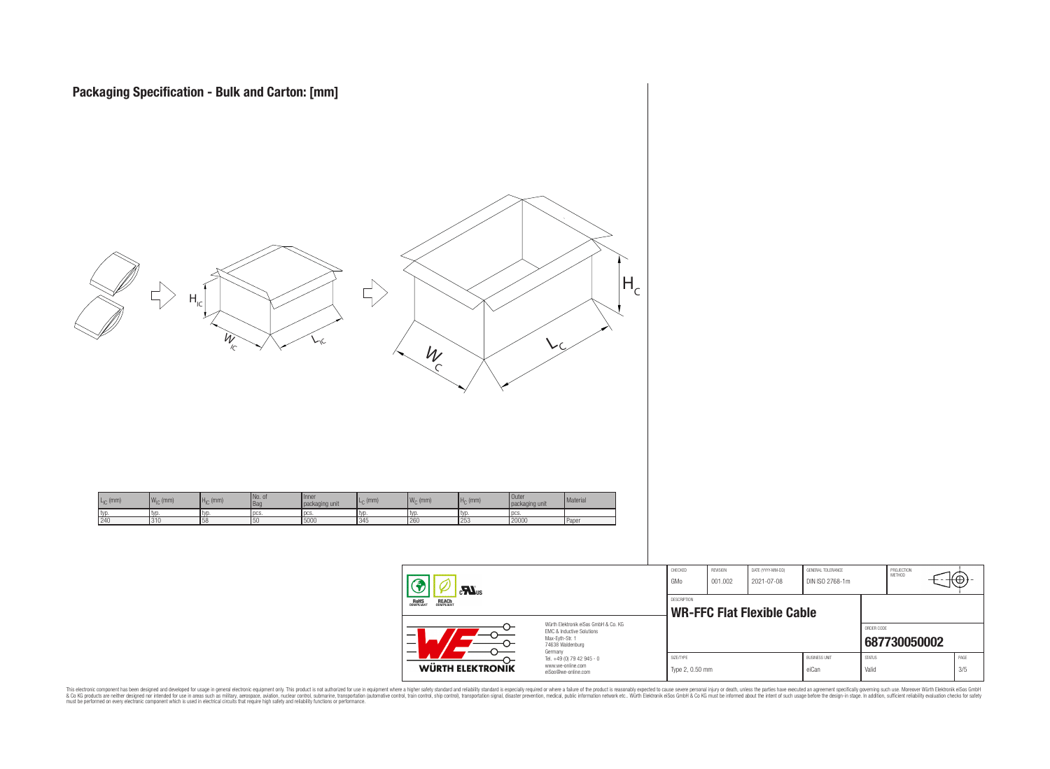## Packaging Specification - Bulk and Carton: [mm]

| $L_{IC}$ (mm) | $W_{IC}$ (mm) | $H_{IC}$ (mm) | No. of Bag | Inner packaging unit | $L_C$ (mm) | $W_C$ (mm) | $H_C$ (mm) | Outer packaging unit | Material |
|---|---|---|---|---|---|---|---|---|---|
| typ. | typ. | typ. | pcs. | pcs. | typ. | typ. | typ. | pcs. | |
| 240 | 310 | 58 | 50 | 5000 | 345 | 260 | 253 | 20000 | Paper |

| CHECKED | REVISION | DATE (YYYY-MM-DD) | GENERAL TOLERANCE | PROJECTION METHOD |
|---|---|---|---|---|
| GMo | 001.002 | 2021-07-08 | DIN ISO 2768-1m | |

DESCRIPTION
**WR-FFC Flat Flexible Cable**

ORDER CODE
**687730050002**

| SIZE/TYPE | BUSINESS UNIT | STATUS | PAGE |
|---|---|---|---|
| Type 2, 0.50 mm | eiCan | Valid | 3/5 |

Würth Elektronik eiSos GmbH & Co. KG
EMC & Inductive Solutions
Max-Eyth-Str. 1
74638 Waldenburg
Germany
Tel. +49 (0) 79 42 945 - 0
www.we-online.com
eiSos@we-online.com

This electronic component has been designed and developed for usage in general electronic equipment only. This product is not authorized for use in equipment where a higher safety standard and reliability standard is especially required or where a failure of the product is reasonably expected to cause severe personal injury or death, unless the parties have executed an agreement specifically governing such use. Moreover Würth Elektronik eiSos GmbH & Co KG products are neither designed nor intended for use in areas such as military, aerospace, aviation, nuclear control, submarine, transportation (automotive control, train control, ship control), transportation signal, disaster prevention, medical, public information network etc.. Würth Elektronik eiSos GmbH & Co KG must be informed about the intent of such usage before the design-in stage. In addition, sufficient reliability evaluation checks for safety must be performed on every electronic component which is used in electrical circuits that require high safety and reliability functions or performance.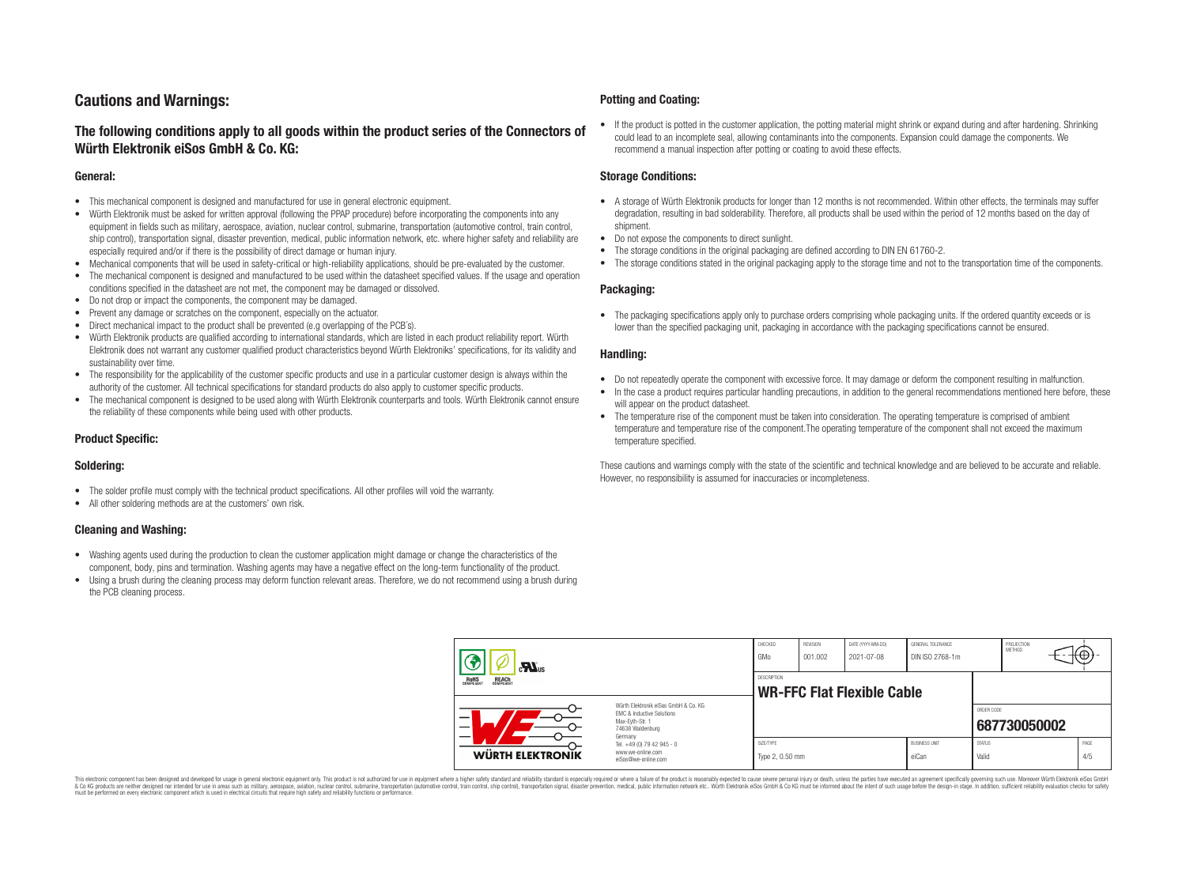# Cautions and Warnings:

## The following conditions apply to all goods within the product series of the Connectors of Würth Elektronik eiSos GmbH & Co. KG:

### General:

- This mechanical component is designed and manufactured for use in general electronic equipment.
- Würth Elektronik must be asked for written approval (following the PPAP procedure) before incorporating the components into any equipment in fields such as military, aerospace, aviation, nuclear control, submarine, transportation (automotive control, train control, ship control), transportation signal, disaster prevention, medical, public information network, etc. where higher safety and reliability are especially required and/or if there is the possibility of direct damage or human injury.
- Mechanical components that will be used in safety-critical or high-reliability applications, should be pre-evaluated by the customer.
- The mechanical component is designed and manufactured to be used within the datasheet specified values. If the usage and operation conditions specified in the datasheet are not met, the component may be damaged or dissolved.
- Do not drop or impact the components, the component may be damaged.
- Prevent any damage or scratches on the component, especially on the actuator.
- Direct mechanical impact to the product shall be prevented (e.g overlapping of the PCB´s).
- Würth Elektronik products are qualified according to international standards, which are listed in each product reliability report. Würth Elektronik does not warrant any customer qualified product characteristics beyond Würth Elektroniks' specifications, for its validity and sustainability over time.
- The responsibility for the applicability of the customer specific products and use in a particular customer design is always within the authority of the customer. All technical specifications for standard products do also apply to customer specific products.
- The mechanical component is designed to be used along with Würth Elektronik counterparts and tools. Würth Elektronik cannot ensure the reliability of these components while being used with other products.

### Product Specific:

### Soldering:

- The solder profile must comply with the technical product specifications. All other profiles will void the warranty.
- All other soldering methods are at the customers' own risk.

### Cleaning and Washing:

- Washing agents used during the production to clean the customer application might damage or change the characteristics of the component, body, pins and termination. Washing agents may have a negative effect on the long-term functionality of the product.
- Using a brush during the cleaning process may deform function relevant areas. Therefore, we do not recommend using a brush during the PCB cleaning process.

### Potting and Coating:

- If the product is potted in the customer application, the potting material might shrink or expand during and after hardening. Shrinking could lead to an incomplete seal, allowing contaminants into the components. Expansion could damage the components. We recommend a manual inspection after potting or coating to avoid these effects.

### Storage Conditions:

- A storage of Würth Elektronik products for longer than 12 months is not recommended. Within other effects, the terminals may suffer degradation, resulting in bad solderability. Therefore, all products shall be used within the period of 12 months based on the day of shipment.
- Do not expose the components to direct sunlight.
- The storage conditions in the original packaging are defined according to DIN EN 61760-2.
- The storage conditions stated in the original packaging apply to the storage time and not to the transportation time of the components.

### Packaging:

- The packaging specifications apply only to purchase orders comprising whole packaging units. If the ordered quantity exceeds or is lower than the specified packaging unit, packaging in accordance with the packaging specifications cannot be ensured.

### Handling:

- Do not repeatedly operate the component with excessive force. It may damage or deform the component resulting in malfunction.
- In the case a product requires particular handling precautions, in addition to the general recommendations mentioned here before, these will appear on the product datasheet.
- The temperature rise of the component must be taken into consideration. The operating temperature is comprised of ambient temperature and temperature rise of the component.The operating temperature of the component shall not exceed the maximum temperature specified.

These cautions and warnings comply with the state of the scientific and technical knowledge and are believed to be accurate and reliable. However, no responsibility is assumed for inaccuracies or incompleteness.

| CHECKED | REVISION | DATE (YYYY-MM-DD) | GENERAL TOLERANCE | PROJECTION METHOD |
|---|---|---|---|---|
| GMo | 001.002 | 2021-07-08 | DIN ISO 2768-1m | |

DESCRIPTION: **WR-FFC Flat Flexible Cable**

Würth Elektronik eiSos GmbH & Co. KG
EMC & Inductive Solutions
Max-Eyth-Str. 1
74638 Waldenburg
Germany
Tel. +49 (0) 79 42 945 - 0
www.we-online.com
eiSos@we-online.com

| ORDER CODE | SIZE/TYPE | BUSINESS UNIT | STATUS |
|---|---|---|---|
| 687730050002 | Type 2, 0.50 mm | eiCan | Valid |

This electronic component has been designed and developed for usage in general electronic equipment only. This product is not authorized for use in equipment where a higher safety standard and reliability standard is especially required or where a failure of the product is reasonably expected to cause severe personal injury or death, unless the parties have executed an agreement specifically governing such use. Moreover Würth Elektronik eiSos GmbH & Co KG products are neither designed nor intended for use in areas such as military, aerospace, aviation, nuclear control, submarine, transportation (automotive control, train control, ship control), transportation signal, disaster prevention, medical, public information network etc.. Würth Elektronik eiSos GmbH & Co KG must be informed about the intent of such usage before the design-in stage. In addition, sufficient reliability evaluation checks for safety must be performed on every electronic component which is used in electrical circuits that require high safety and reliability functions or performance.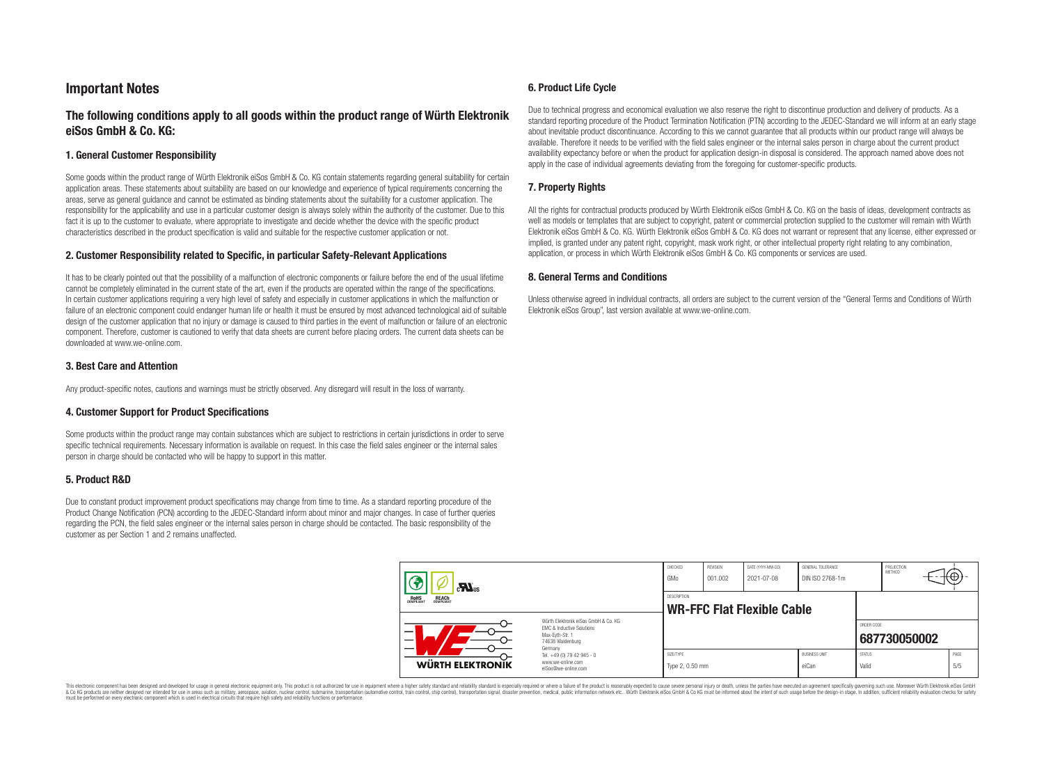# Important Notes

## The following conditions apply to all goods within the product range of Würth Elektronik eiSos GmbH & Co. KG:

### 1. General Customer Responsibility

Some goods within the product range of Würth Elektronik eiSos GmbH & Co. KG contain statements regarding general suitability for certain application areas. These statements about suitability are based on our knowledge and experience of typical requirements concerning the areas, serve as general guidance and cannot be estimated as binding statements about the suitability for a customer application. The responsibility for the applicability and use in a particular customer design is always solely within the authority of the customer. Due to this fact it is up to the customer to evaluate, where appropriate to investigate and decide whether the device with the specific product characteristics described in the product specification is valid and suitable for the respective customer application or not.

### 2. Customer Responsibility related to Specific, in particular Safety-Relevant Applications

It has to be clearly pointed out that the possibility of a malfunction of electronic components or failure before the end of the usual lifetime cannot be completely eliminated in the current state of the art, even if the products are operated within the range of the specifications. In certain customer applications requiring a very high level of safety and especially in customer applications in which the malfunction or failure of an electronic component could endanger human life or health it must be ensured by most advanced technological aid of suitable design of the customer application that no injury or damage is caused to third parties in the event of malfunction or failure of an electronic component. Therefore, customer is cautioned to verify that data sheets are current before placing orders. The current data sheets can be downloaded at www.we-online.com.

### 3. Best Care and Attention

Any product-specific notes, cautions and warnings must be strictly observed. Any disregard will result in the loss of warranty.

### 4. Customer Support for Product Specifications

Some products within the product range may contain substances which are subject to restrictions in certain jurisdictions in order to serve specific technical requirements. Necessary information is available on request. In this case the field sales engineer or the internal sales person in charge should be contacted who will be happy to support in this matter.

### 5. Product R&D

Due to constant product improvement product specifications may change from time to time. As a standard reporting procedure of the Product Change Notification (PCN) according to the JEDEC-Standard inform about minor and major changes. In case of further queries regarding the PCN, the field sales engineer or the internal sales person in charge should be contacted. The basic responsibility of the customer as per Section 1 and 2 remains unaffected.

### 6. Product Life Cycle

Due to technical progress and economical evaluation we also reserve the right to discontinue production and delivery of products. As a standard reporting procedure of the Product Termination Notification (PTN) according to the JEDEC-Standard we will inform at an early stage about inevitable product discontinuance. According to this we cannot guarantee that all products within our product range will always be available. Therefore it needs to be verified with the field sales engineer or the internal sales person in charge about the current product availability expectancy before or when the product for application design-in disposal is considered. The approach named above does not apply in the case of individual agreements deviating from the foregoing for customer-specific products.

### 7. Property Rights

All the rights for contractual products produced by Würth Elektronik eiSos GmbH & Co. KG on the basis of ideas, development contracts as well as models or templates that are subject to copyright, patent or commercial protection supplied to the customer will remain with Würth Elektronik eiSos GmbH & Co. KG. Würth Elektronik eiSos GmbH & Co. KG does not warrant or represent that any license, either expressed or implied, is granted under any patent right, copyright, mask work right, or other intellectual property right relating to any combination, application, or process in which Würth Elektronik eiSos GmbH & Co. KG components or services are used.

### 8. General Terms and Conditions

Unless otherwise agreed in individual contracts, all orders are subject to the current version of the "General Terms and Conditions of Würth Elektronik eiSos Group", last version available at www.we-online.com.

| CHECKED | REVISION | DATE (YYYY-MM-DD) | GENERAL TOLERANCE | | PROJECTION METHOD |
|---|---|---|---|---|---|
| GMo | 001.002 | 2021-07-08 | DIN ISO 2768-1m | | |
| DESCRIPTION | | | | | |
| WR-FFC Flat Flexible Cable | | | | ORDER CODE | |
| | | | | 687730050002 | |
| SIZE/TYPE | | | BUSINESS UNIT | STATUS | PAGE |
| Type 2, 0.50 mm | | | eiCan | Valid | 5/5 |

Würth Elektronik eiSos GmbH & Co. KG
EMC & Inductive Solutions
Max-Eyth-Str. 1
74638 Waldenburg
Germany
Tel. +49 (0) 79 42 945 - 0
www.we-online.com
eiSos@we-online.com

WÜRTH ELEKTRONIK

This electronic component has been designed and developed for usage in general electronic equipment only. This product is not authorized for use in equipment where a higher safety standard and reliability standard is especially required or where a failure of the product is reasonably expected to cause severe personal injury or death, unless the parties have executed an agreement specifically governing such use. Moreover Würth Elektronik eiSos GmbH & Co KG products are neither designed nor intended for use in areas such as military, aerospace, aviation, nuclear control, submarine, transportation (automotive control, train control, ship control), transportation signal, disaster prevention, medical, public information network etc.. Würth Elektronik eiSos GmbH & Co KG must be informed about the intent of such usage before the design-in stage. In addition, sufficient reliability evaluation checks for safety must be performed on every electronic component which is used in electrical circuits that require high safety and reliability functions or performance.